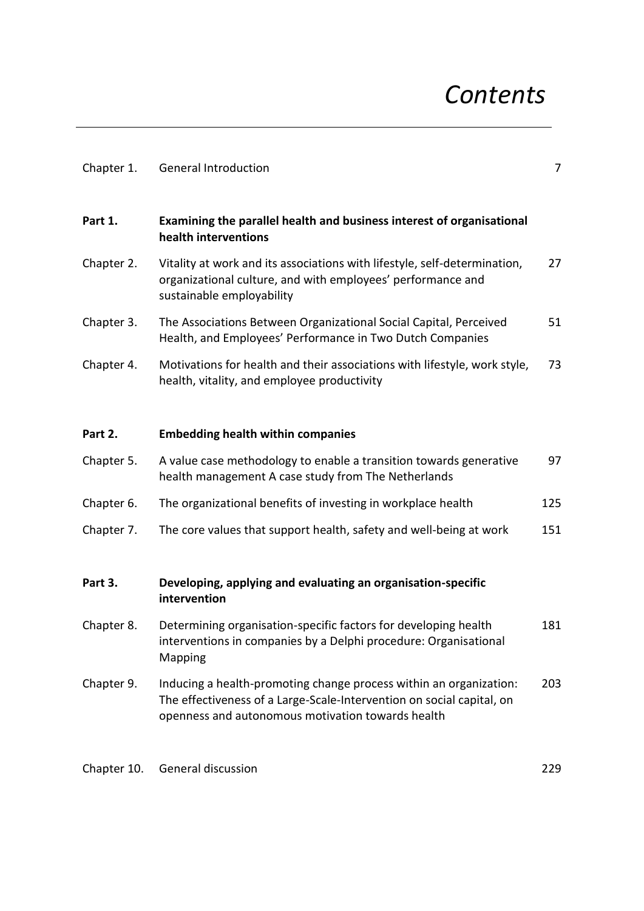# *Contents*

| | | |
|---|---|---|
| Chapter 1. | General Introduction | 7 |
| **Part 1.** | **Examining the parallel health and business interest of organisational health interventions** | |
| Chapter 2. | Vitality at work and its associations with lifestyle, self-determination, organizational culture, and with employees' performance and sustainable employability | 27 |
| Chapter 3. | The Associations Between Organizational Social Capital, Perceived Health, and Employees' Performance in Two Dutch Companies | 51 |
| Chapter 4. | Motivations for health and their associations with lifestyle, work style, health, vitality, and employee productivity | 73 |
| **Part 2.** | **Embedding health within companies** | |
| Chapter 5. | A value case methodology to enable a transition towards generative health management A case study from The Netherlands | 97 |
| Chapter 6. | The organizational benefits of investing in workplace health | 125 |
| Chapter 7. | The core values that support health, safety and well-being at work | 151 |
| **Part 3.** | **Developing, applying and evaluating an organisation-specific intervention** | |
| Chapter 8. | Determining organisation-specific factors for developing health interventions in companies by a Delphi procedure: Organisational Mapping | 181 |
| Chapter 9. | Inducing a health-promoting change process within an organization: The effectiveness of a Large-Scale-Intervention on social capital, on openness and autonomous motivation towards health | 203 |
| Chapter 10. | General discussion | 229 |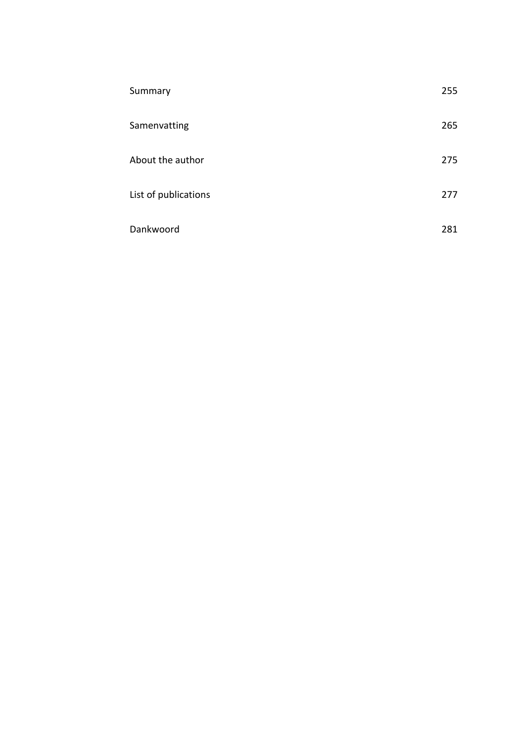| | |
|---|---|
| Summary | 255 |
| Samenvatting | 265 |
| About the author | 275 |
| List of publications | 277 |
| Dankwoord | 281 |